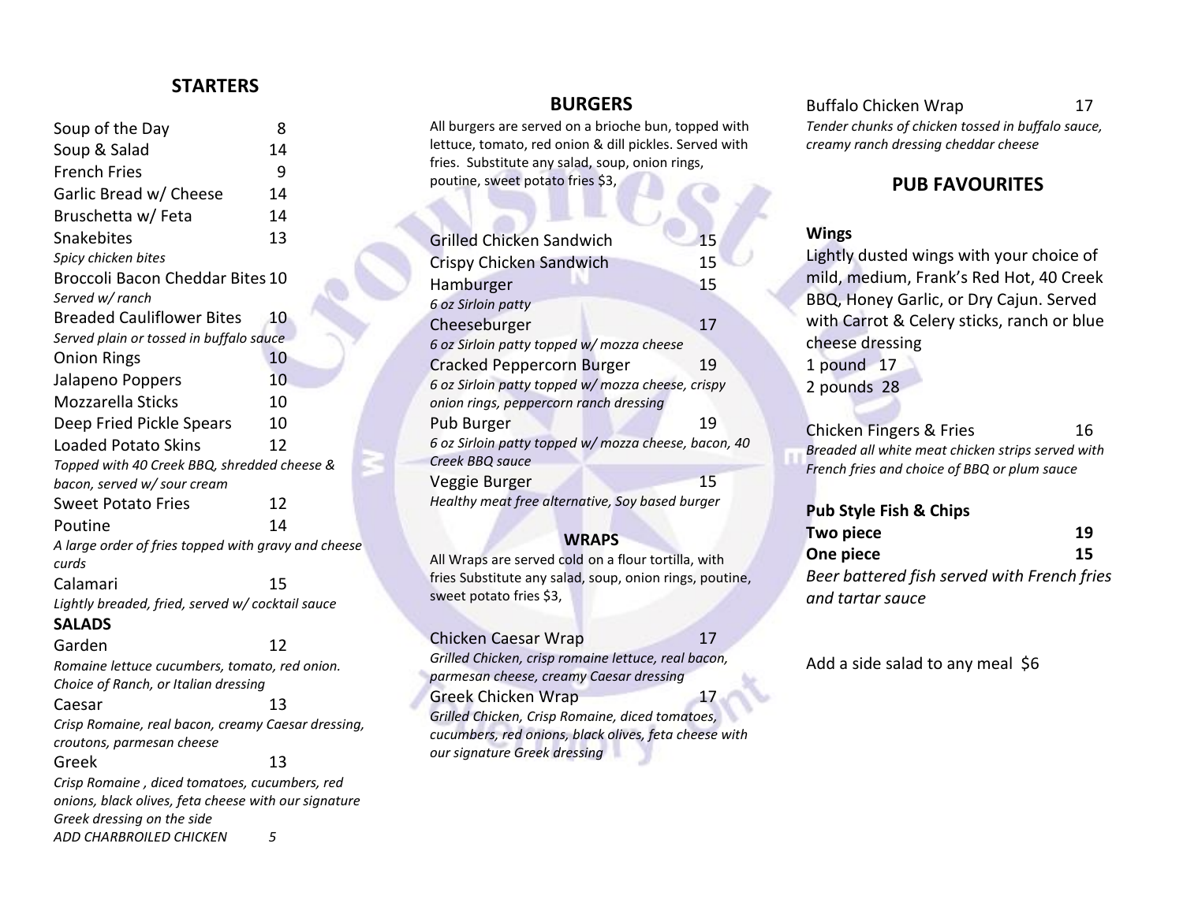## STARTERS

Soup of the Day 8

Soup & Salad 14

French Fries 9

Garlic Bread w/ Cheese 14

Bruschetta w/ Feta 14

Snakebites 13
*Spicy chicken bites*

Broccoli Bacon Cheddar Bites 10
*Served w/ ranch*

Breaded Cauliflower Bites 10
*Served plain or tossed in buffalo sauce*

Onion Rings 10

Jalapeno Poppers 10

Mozzarella Sticks 10

Deep Fried Pickle Spears 10

Loaded Potato Skins 12
*Topped with 40 Creek BBQ, shredded cheese & bacon, served w/ sour cream*

Sweet Potato Fries 12

Poutine 14
*A large order of fries topped with gravy and cheese curds*

Calamari 15
*Lightly breaded, fried, served w/ cocktail sauce*

**SALADS**

Garden 12
*Romaine lettuce cucumbers, tomato, red onion. Choice of Ranch, or Italian dressing*

Caesar 13
*Crisp Romaine, real bacon, creamy Caesar dressing, croutons, parmesan cheese*

Greek 13
*Crisp Romaine , diced tomatoes, cucumbers, red onions, black olives, feta cheese with our signature Greek dressing on the side*

*ADD CHARBROILED CHICKEN 5*

## BURGERS

All burgers are served on a brioche bun, topped with lettuce, tomato, red onion & dill pickles. Served with fries. Substitute any salad, soup, onion rings, poutine, sweet potato fries $3,

Grilled Chicken Sandwich 15

Crispy Chicken Sandwich 15

Hamburger 15
*6 oz Sirloin patty*

Cheeseburger 17
*6 oz Sirloin patty topped w/ mozza cheese*

Cracked Peppercorn Burger 19
*6 oz Sirloin patty topped w/ mozza cheese, crispy onion rings, peppercorn ranch dressing*

Pub Burger 19
*6 oz Sirloin patty topped w/ mozza cheese, bacon, 40 Creek BBQ sauce*

Veggie Burger 15
*Healthy meat free alternative, Soy based burger*

### WRAPS

All Wraps are served cold on a flour tortilla, with fries Substitute any salad, soup, onion rings, poutine, sweet potato fries $3,

Chicken Caesar Wrap 17
*Grilled Chicken, crisp romaine lettuce, real bacon, parmesan cheese, creamy Caesar dressing*

Greek Chicken Wrap 17
*Grilled Chicken, Crisp Romaine, diced tomatoes, cucumbers, red onions, black olives, feta cheese with our signature Greek dressing*

Buffalo Chicken Wrap 17
*Tender chunks of chicken tossed in buffalo sauce, creamy ranch dressing cheddar cheese*

## PUB FAVOURITES

**Wings**

Lightly dusted wings with your choice of mild, medium, Frank's Red Hot, 40 Creek BBQ, Honey Garlic, or Dry Cajun. Served with Carrot & Celery sticks, ranch or blue cheese dressing

1 pound 17

2 pounds 28

Chicken Fingers & Fries 16
*Breaded all white meat chicken strips served with French fries and choice of BBQ or plum sauce*

**Pub Style Fish & Chips**

**Two piece 19**

**One piece 15**

*Beer battered fish served with French fries and tartar sauce*

Add a side salad to any meal $6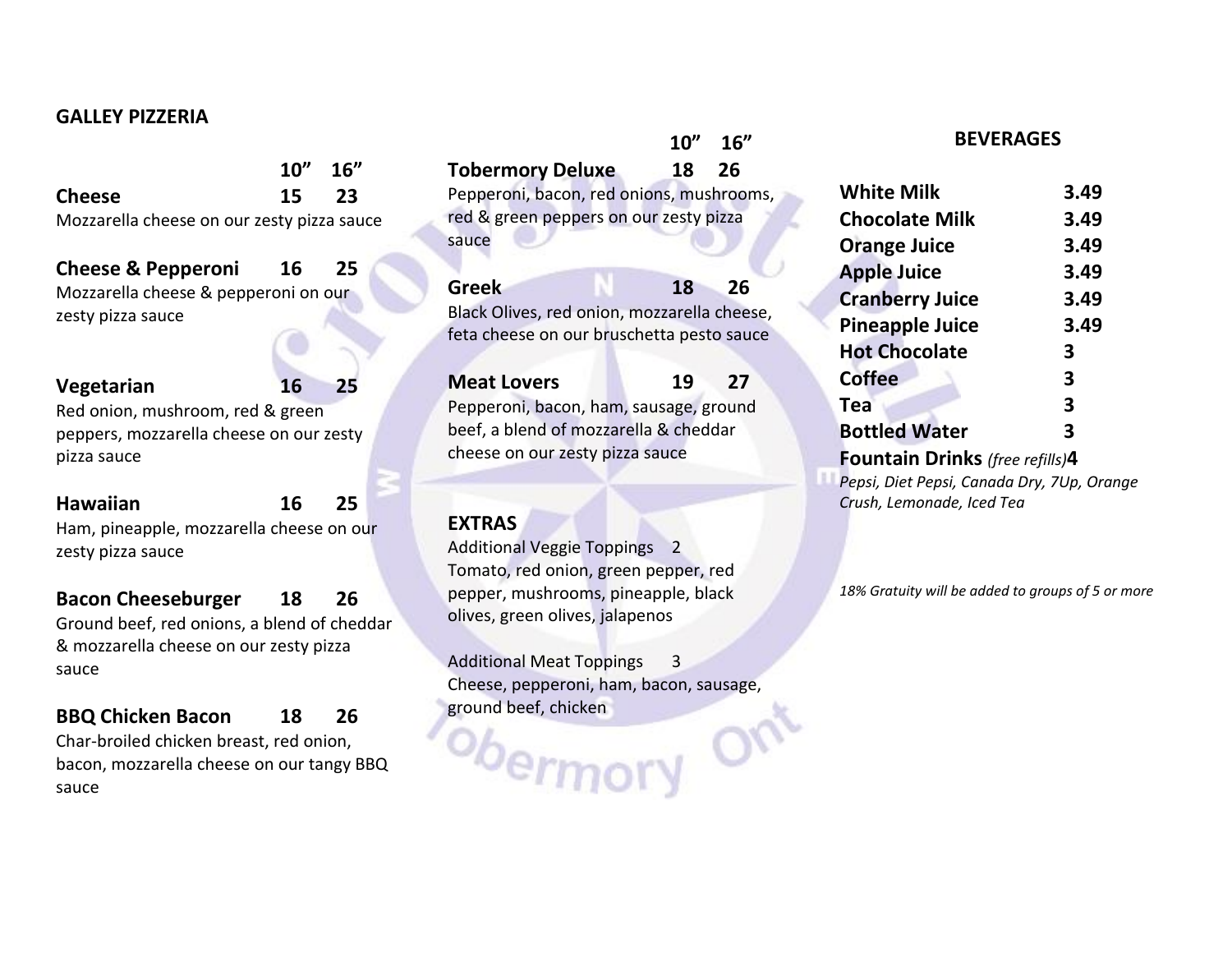## GALLEY PIZZERIA

| | 10" | 16" |
|---|---|---|
| **Cheese** | 15 | 23 |

Mozzarella cheese on our zesty pizza sauce

| | 10" | 16" |
|---|---|---|
| **Cheese & Pepperoni** | 16 | 25 |

Mozzarella cheese & pepperoni on our zesty pizza sauce

| | 10" | 16" |
|---|---|---|
| **Vegetarian** | 16 | 25 |

Red onion, mushroom, red & green peppers, mozzarella cheese on our zesty pizza sauce

| | 10" | 16" |
|---|---|---|
| **Hawaiian** | 16 | 25 |

Ham, pineapple, mozzarella cheese on our zesty pizza sauce

| | 10" | 16" |
|---|---|---|
| **Bacon Cheeseburger** | 18 | 26 |

Ground beef, red onions, a blend of cheddar & mozzarella cheese on our zesty pizza sauce

| | 10" | 16" |
|---|---|---|
| **BBQ Chicken Bacon** | 18 | 26 |

Char-broiled chicken breast, red onion, bacon, mozzarella cheese on our tangy BBQ sauce

| | 10" | 16" |
|---|---|---|
| **Tobermory Deluxe** | 18 | 26 |

Pepperoni, bacon, red onions, mushrooms, red & green peppers on our zesty pizza sauce

| | 10" | 16" |
|---|---|---|
| **Greek** | 18 | 26 |

Black Olives, red onion, mozzarella cheese, feta cheese on our bruschetta pesto sauce

| | 10" | 16" |
|---|---|---|
| **Meat Lovers** | 19 | 27 |

Pepperoni, bacon, ham, sausage, ground beef, a blend of mozzarella & cheddar cheese on our zesty pizza sauce

## EXTRAS

Additional Veggie Toppings 2
Tomato, red onion, green pepper, red pepper, mushrooms, pineapple, black olives, green olives, jalapenos

Additional Meat Toppings 3
Cheese, pepperoni, ham, bacon, sausage, ground beef, chicken

## BEVERAGES

| | |
|---|---|
| **White Milk** | **3.49** |
| **Chocolate Milk** | **3.49** |
| **Orange Juice** | **3.49** |
| **Apple Juice** | **3.49** |
| **Cranberry Juice** | **3.49** |
| **Pineapple Juice** | **3.49** |
| **Hot Chocolate** | **3** |
| **Coffee** | **3** |
| **Tea** | **3** |
| **Bottled Water** | **3** |
| **Fountain Drinks** *(free refills)* | **4** |

*Pepsi, Diet Pepsi, Canada Dry, 7Up, Orange Crush, Lemonade, Iced Tea*

*18% Gratuity will be added to groups of 5 or more*